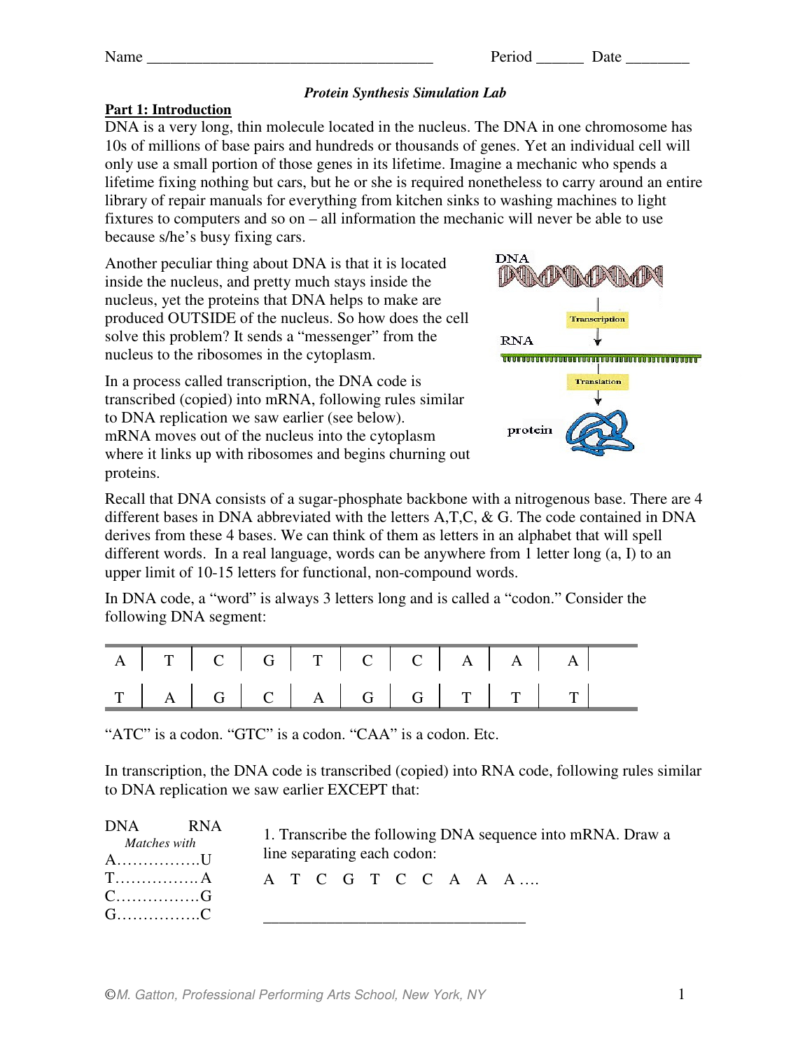Name ___________________________________ Period ______ Date ________

*Protein Synthesis Simulation Lab*

## Part 1: Introduction

DNA is a very long, thin molecule located in the nucleus. The DNA in one chromosome has 10s of millions of base pairs and hundreds or thousands of genes. Yet an individual cell will only use a small portion of those genes in its lifetime. Imagine a mechanic who spends a lifetime fixing nothing but cars, but he or she is required nonetheless to carry around an entire library of repair manuals for everything from kitchen sinks to washing machines to light fixtures to computers and so on – all information the mechanic will never be able to use because s/he's busy fixing cars.

Another peculiar thing about DNA is that it is located inside the nucleus, and pretty much stays inside the nucleus, yet the proteins that DNA helps to make are produced OUTSIDE of the nucleus. So how does the cell solve this problem? It sends a "messenger" from the nucleus to the ribosomes in the cytoplasm.

In a process called transcription, the DNA code is transcribed (copied) into mRNA, following rules similar to DNA replication we saw earlier (see below). mRNA moves out of the nucleus into the cytoplasm where it links up with ribosomes and begins churning out proteins.

DNA → Transcription → RNA → Translation → protein

Recall that DNA consists of a sugar-phosphate backbone with a nitrogenous base. There are 4 different bases in DNA abbreviated with the letters A,T,C, & G. The code contained in DNA derives from these 4 bases. We can think of them as letters in an alphabet that will spell different words. In a real language, words can be anywhere from 1 letter long (a, I) to an upper limit of 10-15 letters for functional, non-compound words.

In DNA code, a "word" is always 3 letters long and is called a "codon." Consider the following DNA segment:

| A | T | C | G | T | C | C | A | A | A |
|---|---|---|---|---|---|---|---|---|---|
| T | A | G | C | A | G | G | T | T | T |

"ATC" is a codon. "GTC" is a codon. "CAA" is a codon. Etc.

In transcription, the DNA code is transcribed (copied) into RNA code, following rules similar to DNA replication we saw earlier EXCEPT that:

| DNA | RNA |
|---|---|
| *Matches with* | |
| A | U |
| T | A |
| C | G |
| G | C |

1. Transcribe the following DNA sequence into mRNA. Draw a line separating each codon:

A T C G T C C A A A ….

_________________________________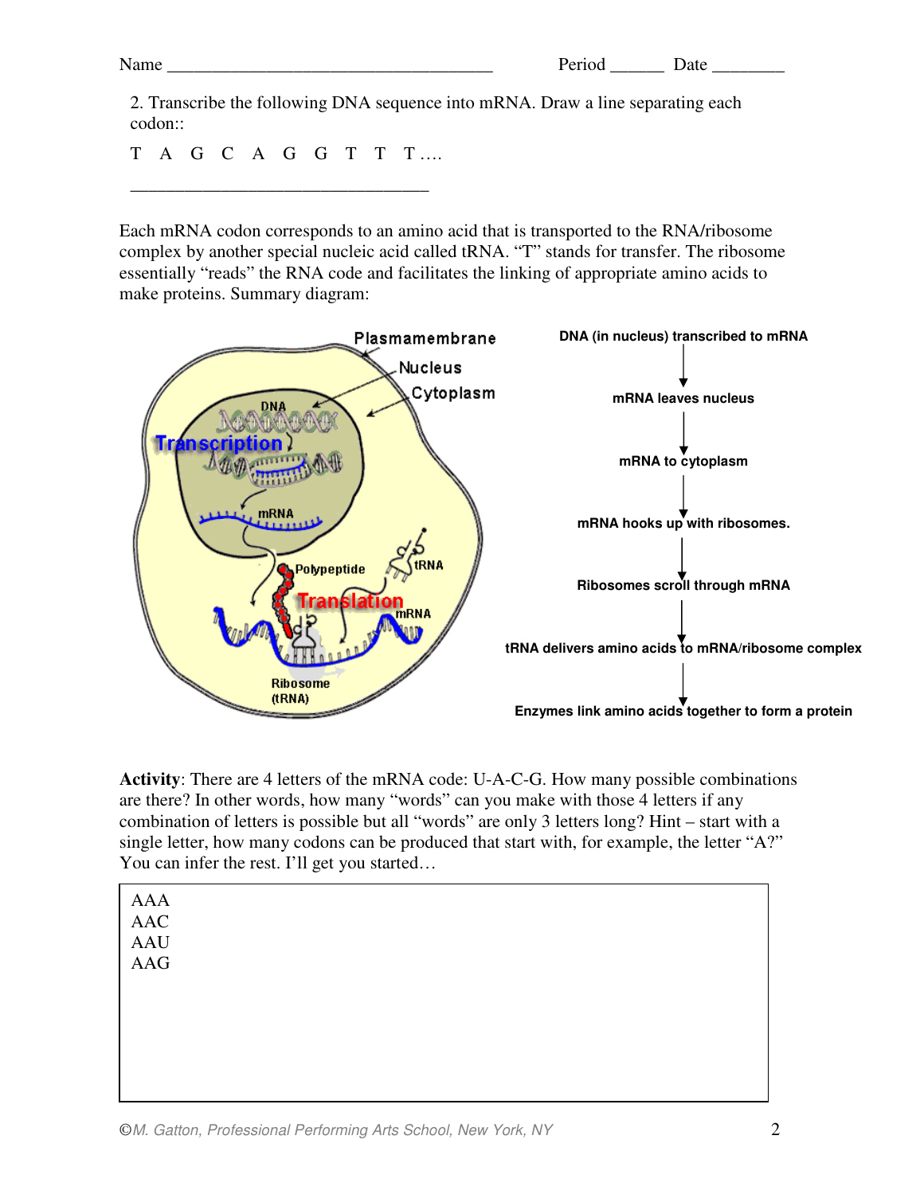Name ___________________________________ Period ______ Date ________

2. Transcribe the following DNA sequence into mRNA. Draw a line separating each codon::

T A G C A G G T T T ….

___________________________________

Each mRNA codon corresponds to an amino acid that is transported to the RNA/ribosome complex by another special nucleic acid called tRNA. "T" stands for transfer. The ribosome essentially "reads" the RNA code and facilitates the linking of appropriate amino acids to make proteins. Summary diagram:

DNA (in nucleus) transcribed to mRNA
↓
mRNA leaves nucleus
↓
mRNA to cytoplasm
↓
mRNA hooks up with ribosomes.
↓
Ribosomes scroll through mRNA
↓
tRNA delivers amino acids to mRNA/ribosome complex
↓
Enzymes link amino acids together to form a protein

**Activity**: There are 4 letters of the mRNA code: U-A-C-G. How many possible combinations are there? In other words, how many "words" can you make with those 4 letters if any combination of letters is possible but all "words" are only 3 letters long? Hint – start with a single letter, how many codons can be produced that start with, for example, the letter "A?" You can infer the rest. I'll get you started…

AAA
AAC
AAU
AAG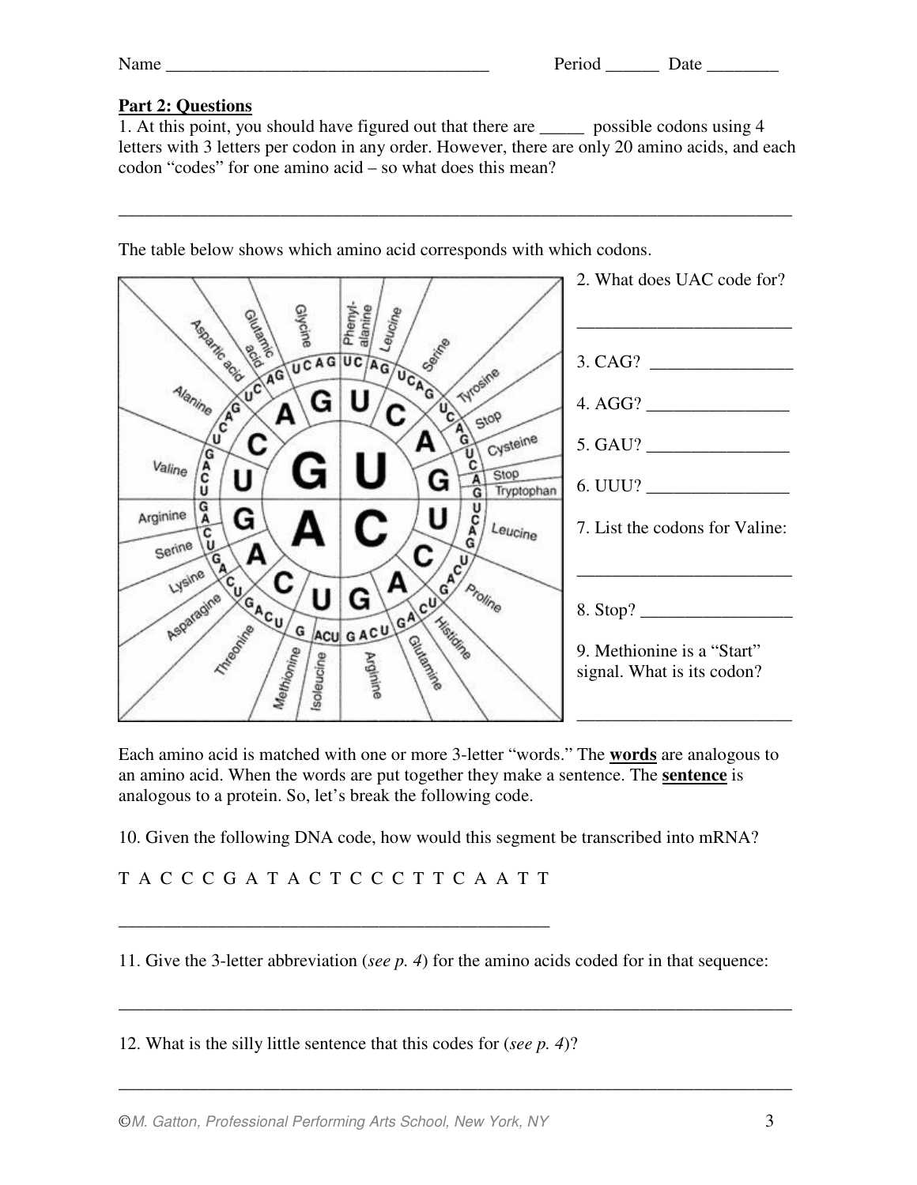Name ___________________________________ Period ______ Date ________

**Part 2: Questions**

1. At this point, you should have figured out that there are _____ possible codons using 4 letters with 3 letters per codon in any order. However, there are only 20 amino acids, and each codon "codes" for one amino acid – so what does this mean?

_______________________________________________________________________________

The table below shows which amino acid corresponds with which codons.

2. What does UAC code for?

________________________

3. CAG? ________________

4. AGG? ________________

5. GAU? ________________

6. UUU? ________________

7. List the codons for Valine:

________________________

8. Stop? _________________

9. Methionine is a "Start" signal. What is its codon?

________________________

Each amino acid is matched with one or more 3-letter "words." The **words** are analogous to an amino acid. When the words are put together they make a sentence. The **sentence** is analogous to a protein. So, let's break the following code.

10. Given the following DNA code, how would this segment be transcribed into mRNA?

T A C C C G A T A C T C C C T T C A A T T

__________________________________________________

11. Give the 3-letter abbreviation (*see p. 4*) for the amino acids coded for in that sequence:

_______________________________________________________________________________

12. What is the silly little sentence that this codes for (*see p. 4*)?

_______________________________________________________________________________

©*M. Gatton, Professional Performing Arts School, New York, NY*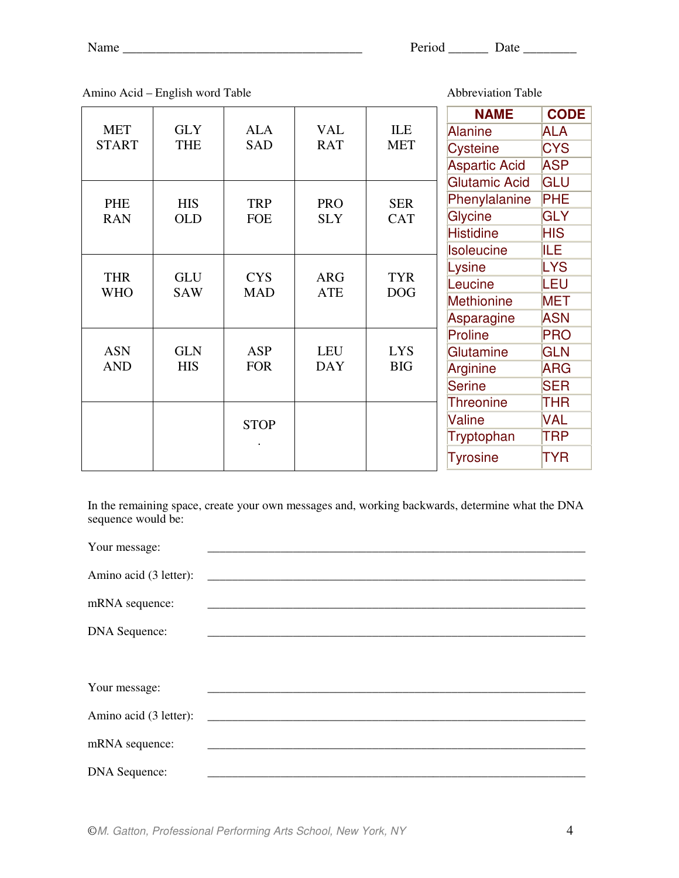Name ____________________________________ Period ______ Date ________

Amino Acid – English word Table

| | | | | |
|---|---|---|---|---|
| MET START | GLY THE | ALA SAD | VAL RAT | ILE MET |
| PHE RAN | HIS OLD | TRP FOE | PRO SLY | SER CAT |
| THR WHO | GLU SAW | CYS MAD | ARG ATE | TYR DOG |
| ASN AND | GLN HIS | ASP FOR | LEU DAY | LYS BIG |
| | | STOP . | | |

Abbreviation Table

| NAME | CODE |
|---|---|
| Alanine | ALA |
| Cysteine | CYS |
| Aspartic Acid | ASP |
| Glutamic Acid | GLU |
| Phenylalanine | PHE |
| Glycine | GLY |
| Histidine | HIS |
| Isoleucine | ILE |
| Lysine | LYS |
| Leucine | LEU |
| Methionine | MET |
| Asparagine | ASN |
| Proline | PRO |
| Glutamine | GLN |
| Arginine | ARG |
| Serine | SER |
| Threonine | THR |
| Valine | VAL |
| Tryptophan | TRP |
| Tyrosine | TYR |

In the remaining space, create your own messages and, working backwards, determine what the DNA sequence would be:

Your message: ________________________________________________

Amino acid (3 letter): ________________________________________________

mRNA sequence: ________________________________________________

DNA Sequence: ________________________________________________

Your message: ________________________________________________

Amino acid (3 letter): ________________________________________________

mRNA sequence: ________________________________________________

DNA Sequence: ________________________________________________

*©M. Gatton, Professional Performing Arts School, New York, NY*